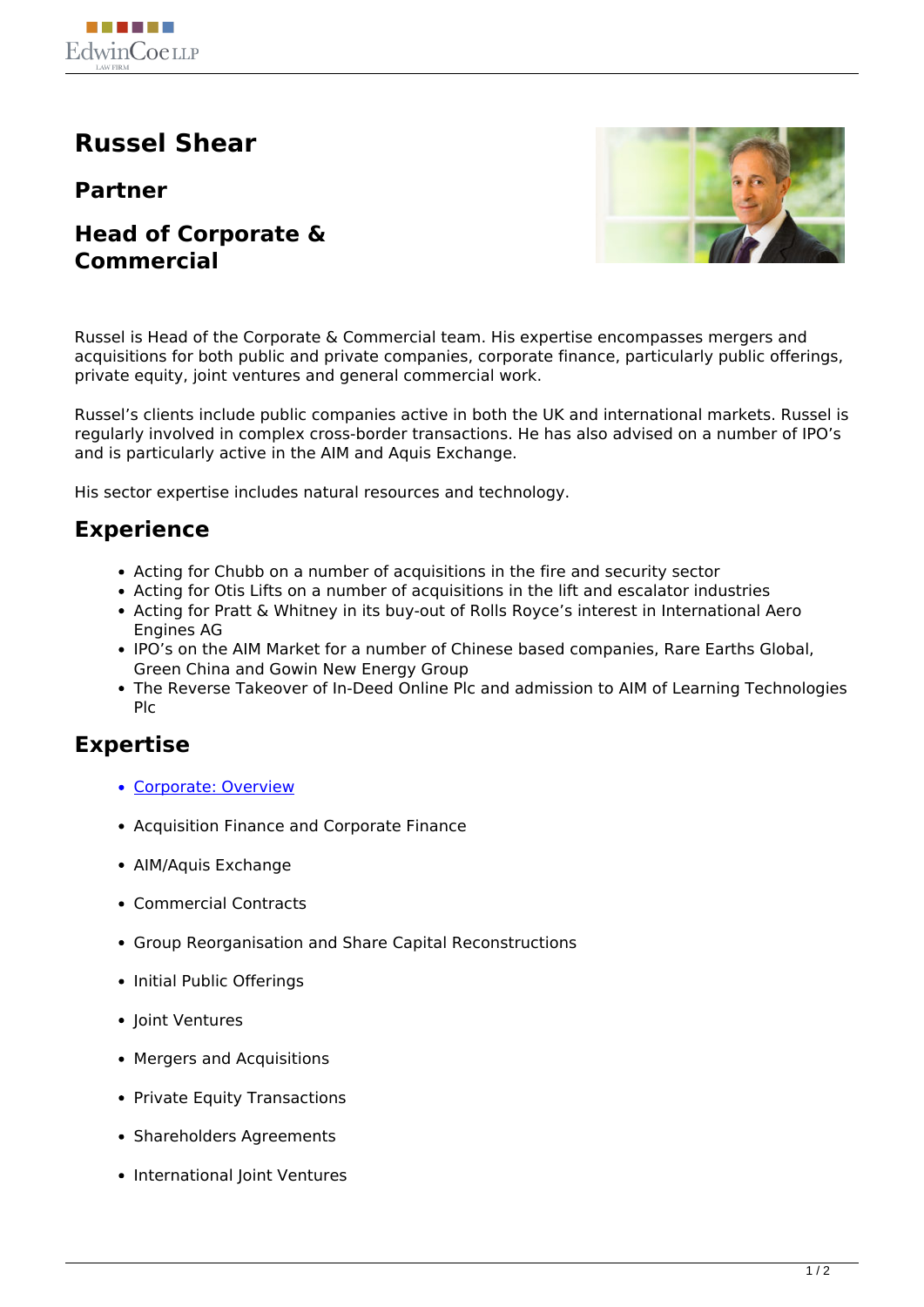# Russel Shear

## Partner

## Head of Corporate & Commercial

Russel is Head of the Corporate & Commercial team. His expertise encompasses mergers and acquisitions for both public and private companies, corporate finance, particularly public offerings, private equity, joint ventures and general commercial work.

Russel's clients include public companies active in both the UK and international markets. Russel is regularly involved in complex cross-border transactions. He has also advised on a number of IPO's and is particularly active in the AIM and Aquis Exchange.

His sector expertise includes natural resources and technology.

## Experience

- Acting for Chubb on a number of acquisitions in the fire and security sector
- Acting for Otis Lifts on a number of acquisitions in the lift and escalator industries
- Acting for Pratt & Whitney in its buy-out of Rolls Royce's interest in International Aero Engines AG
- IPO's on the AIM Market for a number of Chinese based companies, Rare Earths Global, Green China and Gowin New Energy Group
- The Reverse Takeover of In-Deed Online Plc and admission to AIM of Learning Technologies Plc

## Expertise

- Corporate: Overview
- Acquisition Finance and Corporate Finance
- AIM/Aquis Exchange
- Commercial Contracts
- Group Reorganisation and Share Capital Reconstructions
- Initial Public Offerings
- Joint Ventures
- Mergers and Acquisitions
- Private Equity Transactions
- Shareholders Agreements
- International Joint Ventures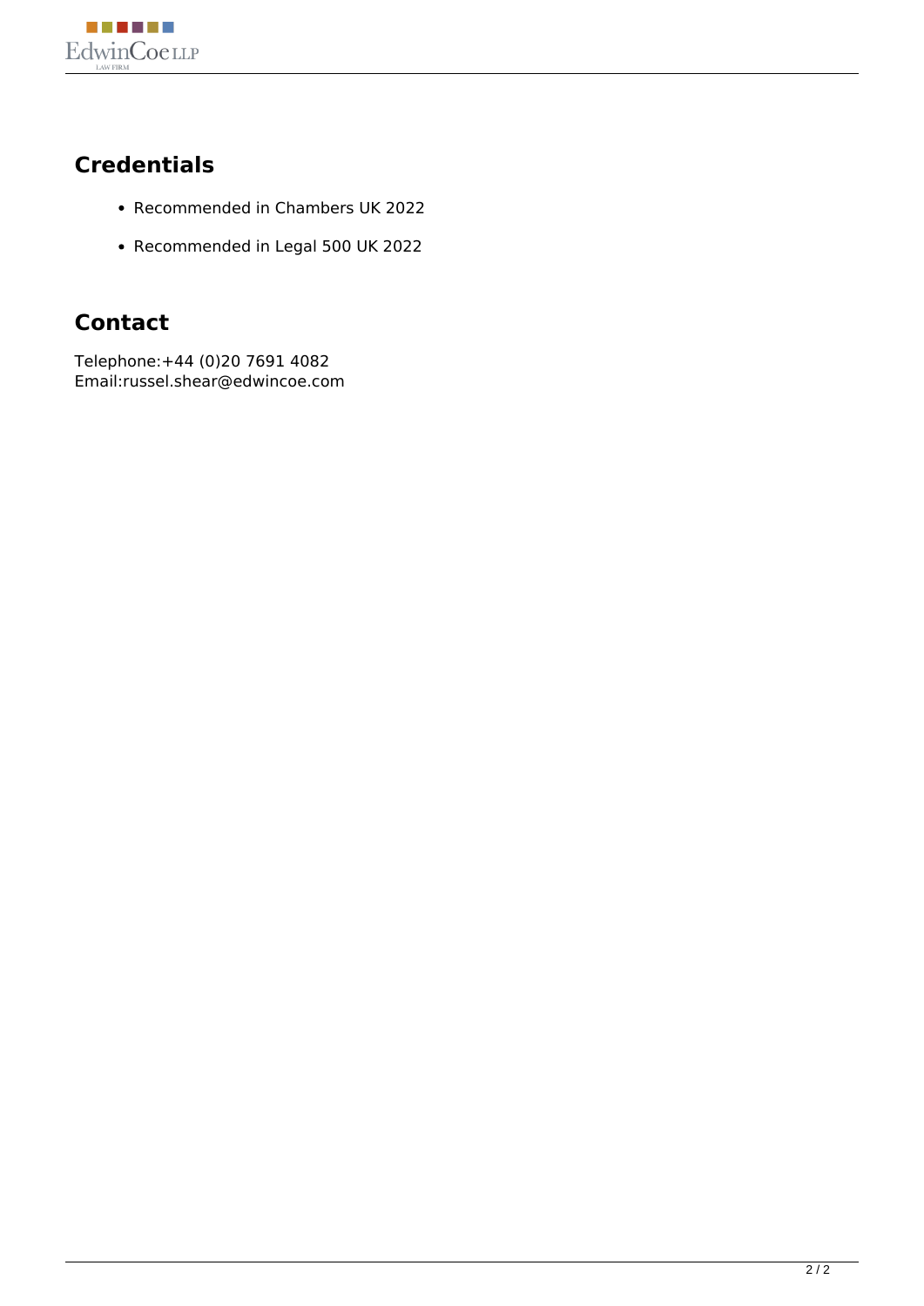## Credentials

- Recommended in Chambers UK 2022
- Recommended in Legal 500 UK 2022

## Contact

Telephone:+44 (0)20 7691 4082
Email:russel.shear@edwincoe.com